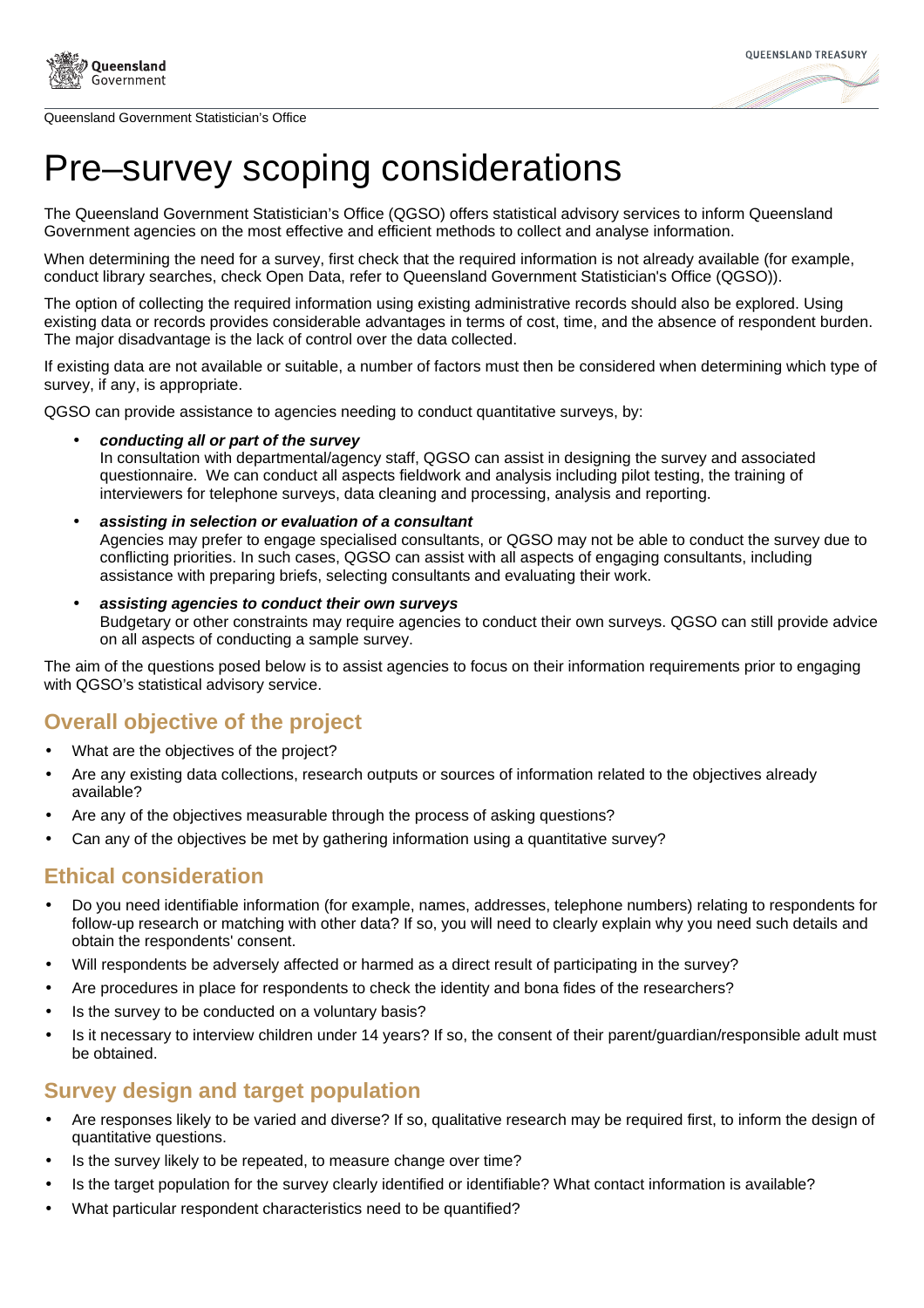Queensland Government Statistician's Office

# Pre–survey scoping considerations

The Queensland Government Statistician's Office (QGSO) offers statistical advisory services to inform Queensland Government agencies on the most effective and efficient methods to collect and analyse information.

When determining the need for a survey, first check that the required information is not already available (for example, conduct library searches, check Open Data, refer to Queensland Government Statistician's Office (QGSO)).

The option of collecting the required information using existing administrative records should also be explored. Using existing data or records provides considerable advantages in terms of cost, time, and the absence of respondent burden. The major disadvantage is the lack of control over the data collected.

If existing data are not available or suitable, a number of factors must then be considered when determining which type of survey, if any, is appropriate.

QGSO can provide assistance to agencies needing to conduct quantitative surveys, by:

- ***conducting all or part of the survey***
  In consultation with departmental/agency staff, QGSO can assist in designing the survey and associated questionnaire. We can conduct all aspects fieldwork and analysis including pilot testing, the training of interviewers for telephone surveys, data cleaning and processing, analysis and reporting.
- ***assisting in selection or evaluation of a consultant***
  Agencies may prefer to engage specialised consultants, or QGSO may not be able to conduct the survey due to conflicting priorities. In such cases, QGSO can assist with all aspects of engaging consultants, including assistance with preparing briefs, selecting consultants and evaluating their work.
- ***assisting agencies to conduct their own surveys***
  Budgetary or other constraints may require agencies to conduct their own surveys. QGSO can still provide advice on all aspects of conducting a sample survey.

The aim of the questions posed below is to assist agencies to focus on their information requirements prior to engaging with QGSO's statistical advisory service.

## Overall objective of the project

- What are the objectives of the project?
- Are any existing data collections, research outputs or sources of information related to the objectives already available?
- Are any of the objectives measurable through the process of asking questions?
- Can any of the objectives be met by gathering information using a quantitative survey?

## Ethical consideration

- Do you need identifiable information (for example, names, addresses, telephone numbers) relating to respondents for follow-up research or matching with other data? If so, you will need to clearly explain why you need such details and obtain the respondents' consent.
- Will respondents be adversely affected or harmed as a direct result of participating in the survey?
- Are procedures in place for respondents to check the identity and bona fides of the researchers?
- Is the survey to be conducted on a voluntary basis?
- Is it necessary to interview children under 14 years? If so, the consent of their parent/guardian/responsible adult must be obtained.

## Survey design and target population

- Are responses likely to be varied and diverse? If so, qualitative research may be required first, to inform the design of quantitative questions.
- Is the survey likely to be repeated, to measure change over time?
- Is the target population for the survey clearly identified or identifiable? What contact information is available?
- What particular respondent characteristics need to be quantified?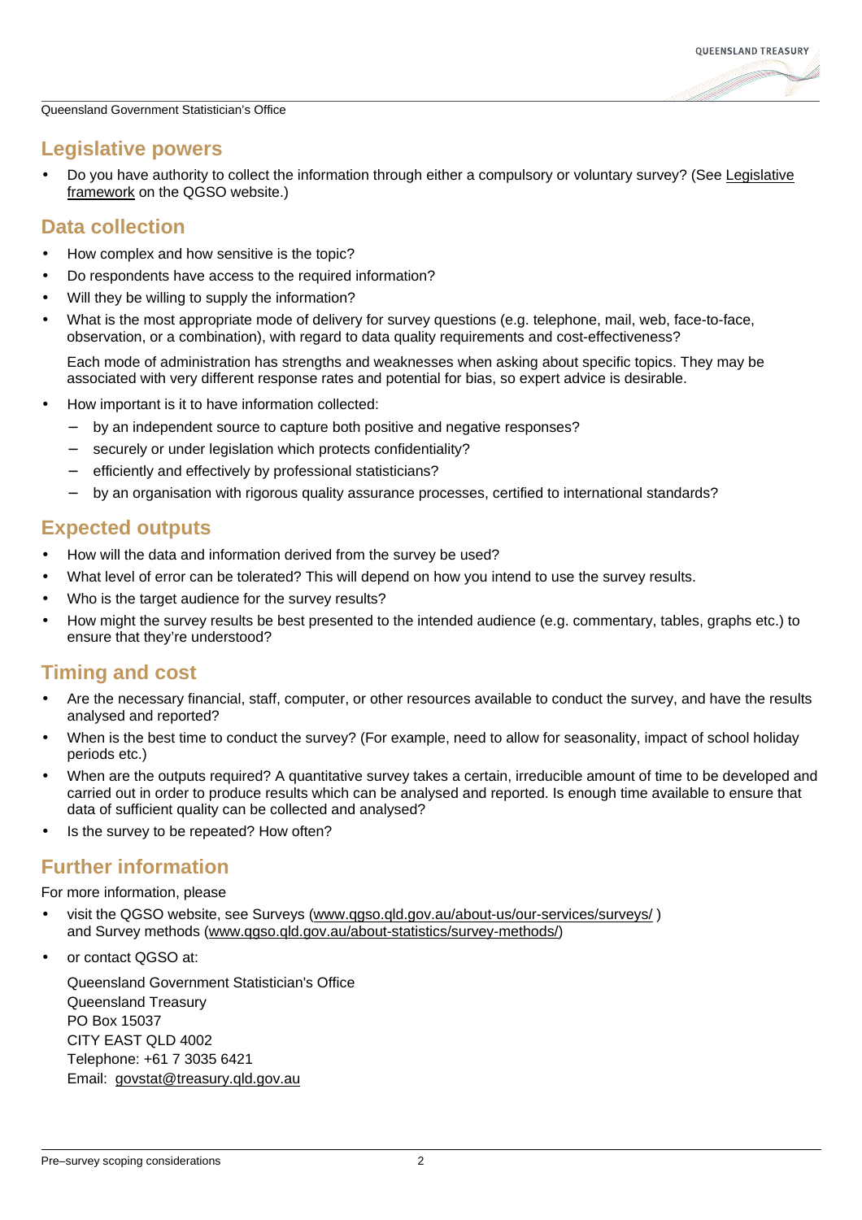## Legislative powers

- Do you have authority to collect the information through either a compulsory or voluntary survey? (See Legislative framework on the QGSO website.)

## Data collection

- How complex and how sensitive is the topic?
- Do respondents have access to the required information?
- Will they be willing to supply the information?
- What is the most appropriate mode of delivery for survey questions (e.g. telephone, mail, web, face-to-face, observation, or a combination), with regard to data quality requirements and cost-effectiveness?

  Each mode of administration has strengths and weaknesses when asking about specific topics. They may be associated with very different response rates and potential for bias, so expert advice is desirable.

- How important is it to have information collected:
  - by an independent source to capture both positive and negative responses?
  - securely or under legislation which protects confidentiality?
  - efficiently and effectively by professional statisticians?
  - by an organisation with rigorous quality assurance processes, certified to international standards?

## Expected outputs

- How will the data and information derived from the survey be used?
- What level of error can be tolerated? This will depend on how you intend to use the survey results.
- Who is the target audience for the survey results?
- How might the survey results be best presented to the intended audience (e.g. commentary, tables, graphs etc.) to ensure that they're understood?

## Timing and cost

- Are the necessary financial, staff, computer, or other resources available to conduct the survey, and have the results analysed and reported?
- When is the best time to conduct the survey? (For example, need to allow for seasonality, impact of school holiday periods etc.)
- When are the outputs required? A quantitative survey takes a certain, irreducible amount of time to be developed and carried out in order to produce results which can be analysed and reported. Is enough time available to ensure that data of sufficient quality can be collected and analysed?
- Is the survey to be repeated? How often?

## Further information

For more information, please

- visit the QGSO website, see Surveys (www.qgso.qld.gov.au/about-us/our-services/surveys/ ) and Survey methods (www.qgso.qld.gov.au/about-statistics/survey-methods/)
- or contact QGSO at:

  Queensland Government Statistician's Office
  Queensland Treasury
  PO Box 15037
  CITY EAST QLD 4002
  Telephone: +61 7 3035 6421
  Email: govstat@treasury.qld.gov.au